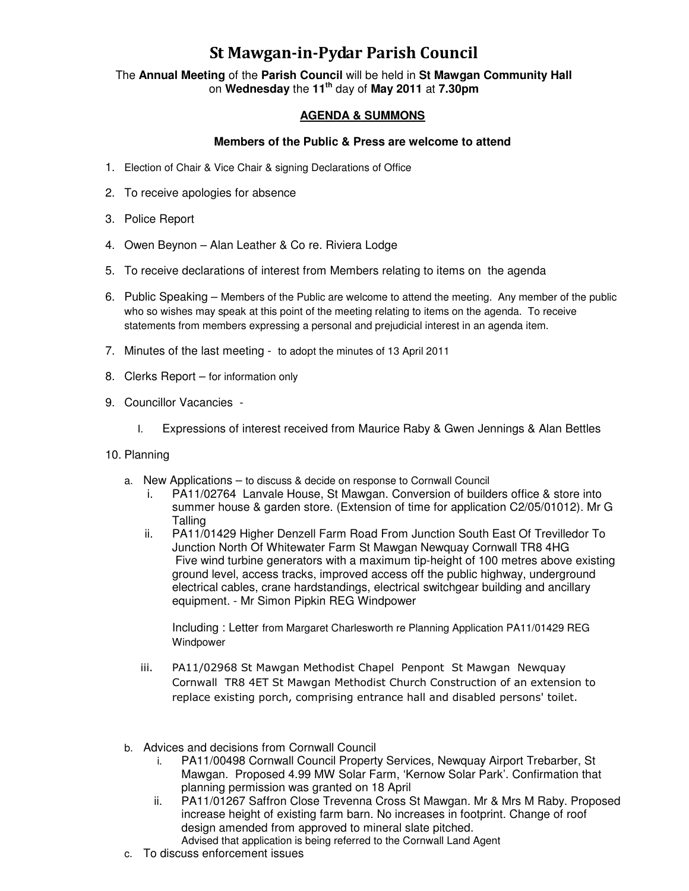# St Mawgan-in-Pydar Parish Council

The **Annual Meeting** of the **Parish Council** will be held in **St Mawgan Community Hall** on **Wednesday** the **11th** day of **May 2011** at **7.30pm**

## AGENDA & SUMMONS

**Members of the Public & Press are welcome to attend**

1. Election of Chair & Vice Chair & signing Declarations of Office
2. To receive apologies for absence
3. Police Report
4. Owen Beynon – Alan Leather & Co re. Riviera Lodge
5. To receive declarations of interest from Members relating to items on the agenda
6. Public Speaking – Members of the Public are welcome to attend the meeting. Any member of the public who so wishes may speak at this point of the meeting relating to items on the agenda. To receive statements from members expressing a personal and prejudicial interest in an agenda item.
7. Minutes of the last meeting - to adopt the minutes of 13 April 2011
8. Clerks Report – for information only
9. Councillor Vacancies -
   I. Expressions of interest received from Maurice Raby & Gwen Jennings & Alan Bettles
10. Planning
    a. New Applications – to discuss & decide on response to Cornwall Council
       i. PA11/02764 Lanvale House, St Mawgan. Conversion of builders office & store into summer house & garden store. (Extension of time for application C2/05/01012). Mr G Talling
       ii. PA11/01429 Higher Denzell Farm Road From Junction South East Of Trevilledor To Junction North Of Whitewater Farm St Mawgan Newquay Cornwall TR8 4HG Five wind turbine generators with a maximum tip-height of 100 metres above existing ground level, access tracks, improved access off the public highway, underground electrical cables, crane hardstandings, electrical switchgear building and ancillary equipment. - Mr Simon Pipkin REG Windpower

          Including : Letter from Margaret Charlesworth re Planning Application PA11/01429 REG Windpower
       iii. PA11/02968 St Mawgan Methodist Chapel Penpont St Mawgan Newquay Cornwall TR8 4ET St Mawgan Methodist Church Construction of an extension to replace existing porch, comprising entrance hall and disabled persons' toilet.

    b. Advices and decisions from Cornwall Council
       i. PA11/00498 Cornwall Council Property Services, Newquay Airport Trebarber, St Mawgan. Proposed 4.99 MW Solar Farm, 'Kernow Solar Park'. Confirmation that planning permission was granted on 18 April
       ii. PA11/01267 Saffron Close Trevenna Cross St Mawgan. Mr & Mrs M Raby. Proposed increase height of existing farm barn. No increases in footprint. Change of roof design amended from approved to mineral slate pitched.
           Advised that application is being referred to the Cornwall Land Agent
    c. To discuss enforcement issues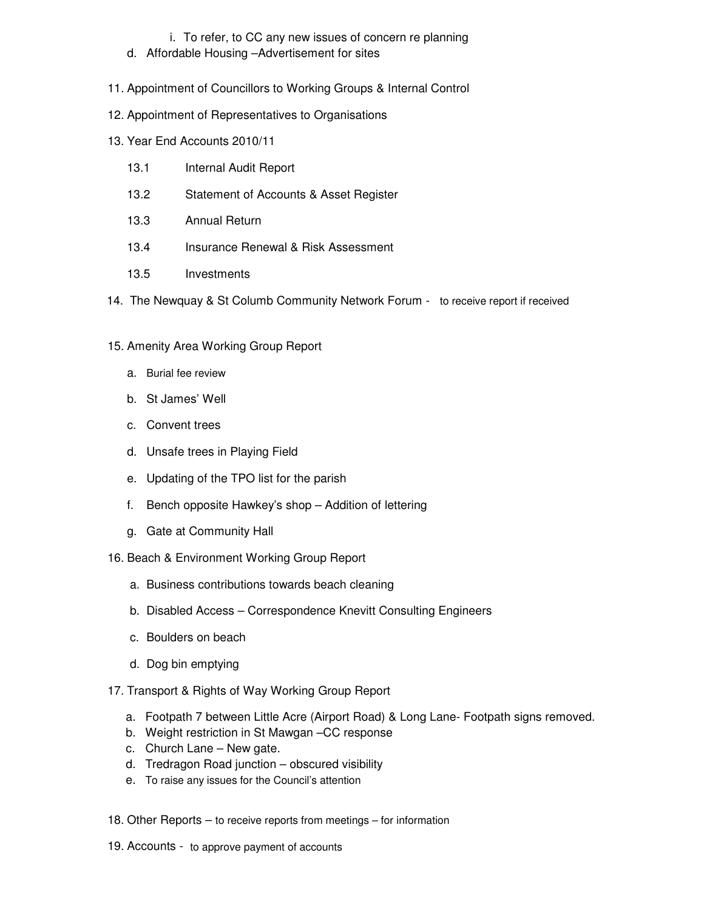i. To refer, to CC any new issues of concern re planning

d. Affordable Housing –Advertisement for sites

11. Appointment of Councillors to Working Groups & Internal Control

12. Appointment of Representatives to Organisations

13. Year End Accounts 2010/11

    13.1 Internal Audit Report

    13.2 Statement of Accounts & Asset Register

    13.3 Annual Return

    13.4 Insurance Renewal & Risk Assessment

    13.5 Investments

14. The Newquay & St Columb Community Network Forum - to receive report if received

15. Amenity Area Working Group Report

    a. Burial fee review
    b. St James' Well
    c. Convent trees
    d. Unsafe trees in Playing Field
    e. Updating of the TPO list for the parish
    f. Bench opposite Hawkey's shop – Addition of lettering
    g. Gate at Community Hall

16. Beach & Environment Working Group Report

    a. Business contributions towards beach cleaning
    b. Disabled Access – Correspondence Knevitt Consulting Engineers
    c. Boulders on beach
    d. Dog bin emptying

17. Transport & Rights of Way Working Group Report

    a. Footpath 7 between Little Acre (Airport Road) & Long Lane- Footpath signs removed.
    b. Weight restriction in St Mawgan –CC response
    c. Church Lane – New gate.
    d. Tredragon Road junction – obscured visibility
    e. To raise any issues for the Council's attention

18. Other Reports – to receive reports from meetings – for information

19. Accounts - to approve payment of accounts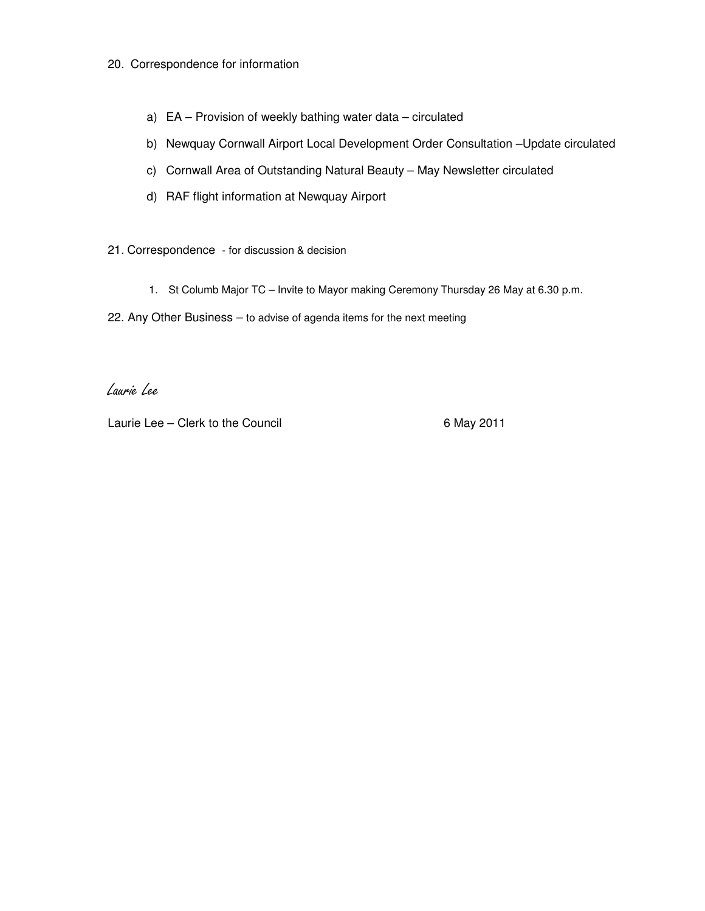20. Correspondence for information

a) EA – Provision of weekly bathing water data – circulated

b) Newquay Cornwall Airport Local Development Order Consultation –Update circulated

c) Cornwall Area of Outstanding Natural Beauty – May Newsletter circulated

d) RAF flight information at Newquay Airport

21. Correspondence - for discussion & decision

1. St Columb Major TC – Invite to Mayor making Ceremony Thursday 26 May at 6.30 p.m.

22. Any Other Business – to advise of agenda items for the next meeting

*Laurie Lee*

Laurie Lee – Clerk to the Council 6 May 2011